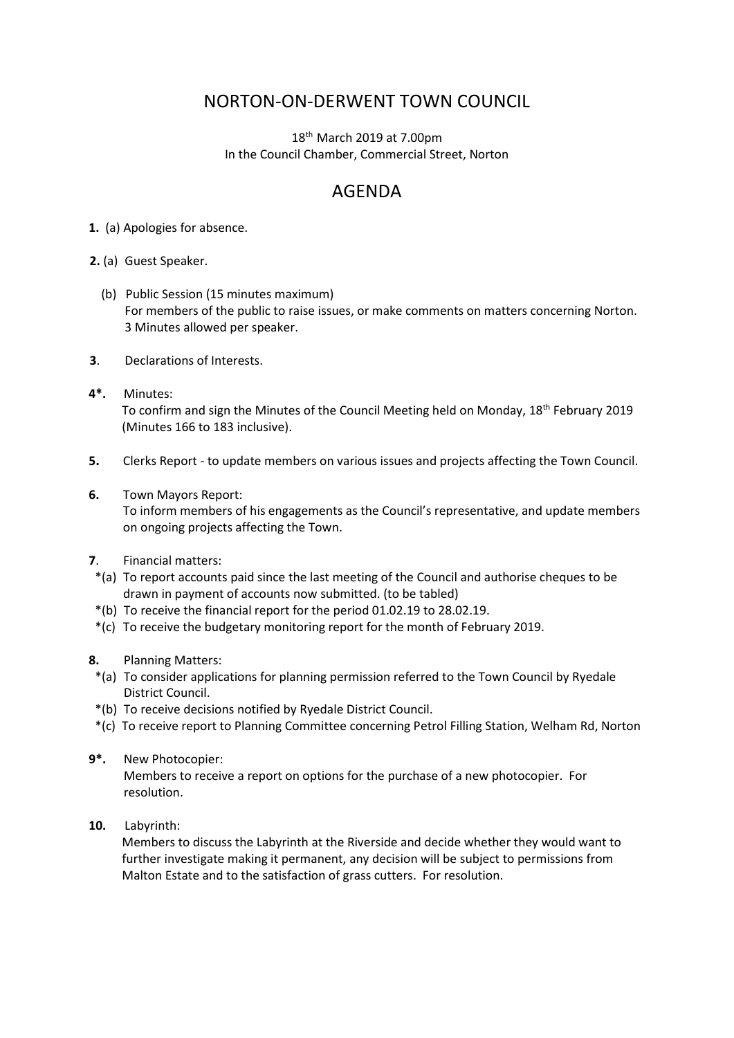# NORTON-ON-DERWENT TOWN COUNCIL

18th March 2019 at 7.00pm
In the Council Chamber, Commercial Street, Norton

## AGENDA

**1.** (a) Apologies for absence.

**2.** (a) Guest Speaker.

(b) Public Session (15 minutes maximum)
For members of the public to raise issues, or make comments on matters concerning Norton. 3 Minutes allowed per speaker.

**3**. Declarations of Interests.

**4*.** Minutes:
To confirm and sign the Minutes of the Council Meeting held on Monday, 18th February 2019 (Minutes 166 to 183 inclusive).

**5.** Clerks Report - to update members on various issues and projects affecting the Town Council.

**6.** Town Mayors Report:
To inform members of his engagements as the Council's representative, and update members on ongoing projects affecting the Town.

**7**. Financial matters:

*(a) To report accounts paid since the last meeting of the Council and authorise cheques to be drawn in payment of accounts now submitted. (to be tabled)

*(b) To receive the financial report for the period 01.02.19 to 28.02.19.

*(c) To receive the budgetary monitoring report for the month of February 2019.

**8.** Planning Matters:

*(a) To consider applications for planning permission referred to the Town Council by Ryedale District Council.

*(b) To receive decisions notified by Ryedale District Council.

*(c) To receive report to Planning Committee concerning Petrol Filling Station, Welham Rd, Norton

**9*.** New Photocopier:
Members to receive a report on options for the purchase of a new photocopier. For resolution.

**10.** Labyrinth:
Members to discuss the Labyrinth at the Riverside and decide whether they would want to further investigate making it permanent, any decision will be subject to permissions from Malton Estate and to the satisfaction of grass cutters. For resolution.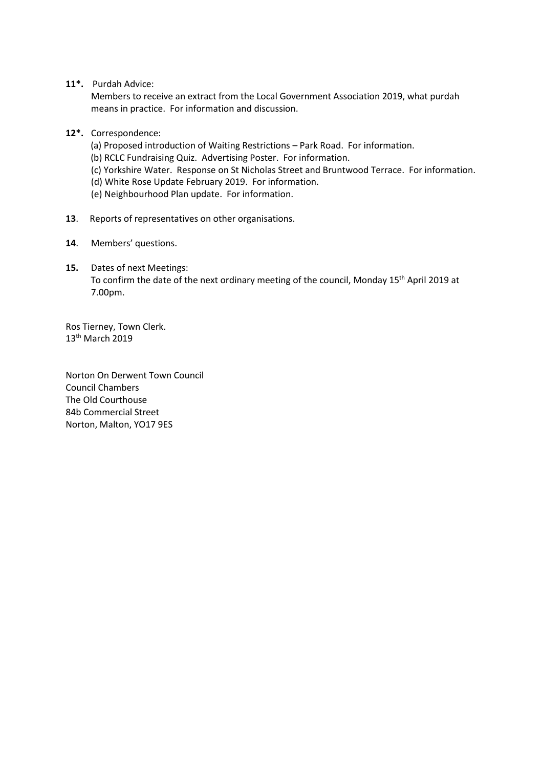**11\*.** Purdah Advice:
Members to receive an extract from the Local Government Association 2019, what purdah means in practice. For information and discussion.

**12\*.** Correspondence:
(a) Proposed introduction of Waiting Restrictions – Park Road. For information.
(b) RCLC Fundraising Quiz. Advertising Poster. For information.
(c) Yorkshire Water. Response on St Nicholas Street and Bruntwood Terrace. For information.
(d) White Rose Update February 2019. For information.
(e) Neighbourhood Plan update. For information.

**13**. Reports of representatives on other organisations.

**14**. Members' questions.

**15.** Dates of next Meetings:
To confirm the date of the next ordinary meeting of the council, Monday 15th April 2019 at 7.00pm.

Ros Tierney, Town Clerk.
13th March 2019

Norton On Derwent Town Council
Council Chambers
The Old Courthouse
84b Commercial Street
Norton, Malton, YO17 9ES